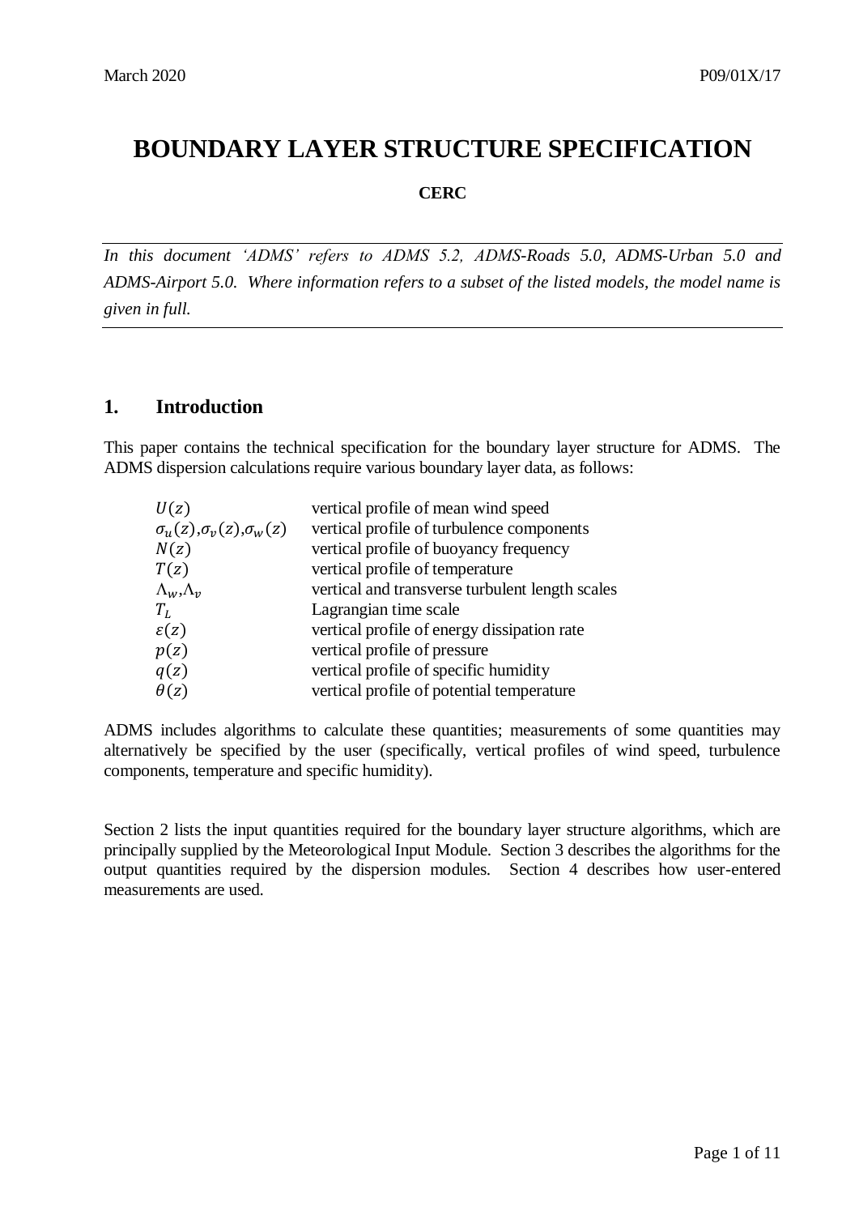# BOUNDARY LAYER STRUCTURE SPECIFICATION

**CERC**

---

*In this document 'ADMS' refers to ADMS 5.2, ADMS-Roads 5.0, ADMS-Urban 5.0 and ADMS-Airport 5.0. Where information refers to a subset of the listed models, the model name is given in full.*

---

## 1. Introduction

This paper contains the technical specification for the boundary layer structure for ADMS. The ADMS dispersion calculations require various boundary layer data, as follows:

| | |
|---|---|
| $U(z)$ | vertical profile of mean wind speed |
| $\sigma_u(z)$,$\sigma_v(z)$,$\sigma_w(z)$ | vertical profile of turbulence components |
| $N(z)$ | vertical profile of buoyancy frequency |
| $T(z)$ | vertical profile of temperature |
| $\Lambda_w$,$\Lambda_v$ | vertical and transverse turbulent length scales |
| $T_L$ | Lagrangian time scale |
| $\varepsilon(z)$ | vertical profile of energy dissipation rate |
| $p(z)$ | vertical profile of pressure |
| $q(z)$ | vertical profile of specific humidity |
| $\theta(z)$ | vertical profile of potential temperature |

ADMS includes algorithms to calculate these quantities; measurements of some quantities may alternatively be specified by the user (specifically, vertical profiles of wind speed, turbulence components, temperature and specific humidity).

Section 2 lists the input quantities required for the boundary layer structure algorithms, which are principally supplied by the Meteorological Input Module. Section 3 describes the algorithms for the output quantities required by the dispersion modules. Section 4 describes how user-entered measurements are used.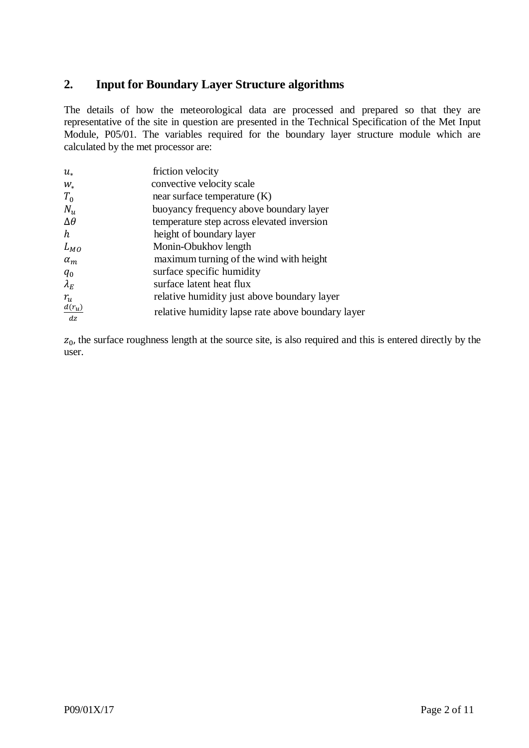## 2. Input for Boundary Layer Structure algorithms

The details of how the meteorological data are processed and prepared so that they are representative of the site in question are presented in the Technical Specification of the Met Input Module, P05/01. The variables required for the boundary layer structure module which are calculated by the met processor are:

| | |
|---|---|
| $u_*$ | friction velocity |
| $w_*$ | convective velocity scale |
| $T_0$ | near surface temperature (K) |
| $N_u$ | buoyancy frequency above boundary layer |
| $\Delta\theta$ | temperature step across elevated inversion |
| $h$ | height of boundary layer |
| $L_{MO}$ | Monin-Obukhov length |
| $\alpha_m$ | maximum turning of the wind with height |
| $q_0$ | surface specific humidity |
| $\lambda_E$ | surface latent heat flux |
| $r_u$ | relative humidity just above boundary layer |
| $\frac{d(r_u)}{dz}$ | relative humidity lapse rate above boundary layer |

$z_0$, the surface roughness length at the source site, is also required and this is entered directly by the user.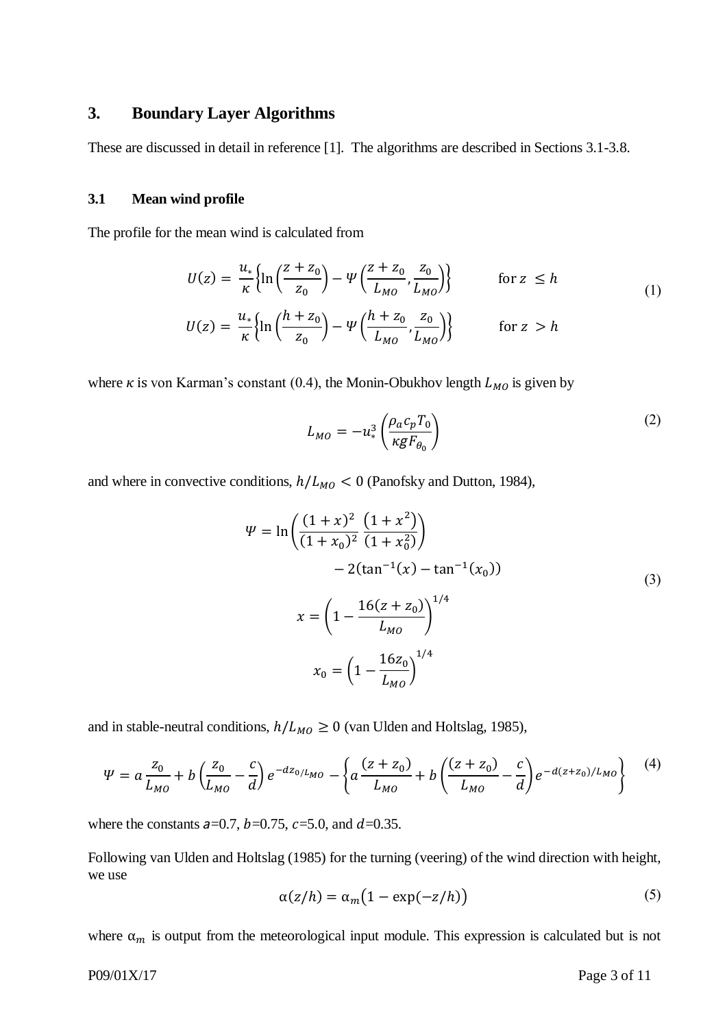## 3. Boundary Layer Algorithms

These are discussed in detail in reference [1]. The algorithms are described in Sections 3.1-3.8.

### 3.1 Mean wind profile

The profile for the mean wind is calculated from

$$
\begin{aligned}
U(z) &= \frac{u_*}{\kappa}\left\{\ln\left(\frac{z+z_0}{z_0}\right) - \Psi\left(\frac{z+z_0}{L_{MO}},\frac{z_0}{L_{MO}}\right)\right\} \qquad \text{for } z \le h \\
U(z) &= \frac{u_*}{\kappa}\left\{\ln\left(\frac{h+z_0}{z_0}\right) - \Psi\left(\frac{h+z_0}{L_{MO}},\frac{z_0}{L_{MO}}\right)\right\} \qquad \text{for } z > h
\end{aligned}
\tag{1}
$$

where $\kappa$ is von Karman's constant (0.4), the Monin-Obukhov length $L_{MO}$ is given by

$$
L_{MO} = -u_*^3\left(\frac{\rho_a c_p T_0}{\kappa g F_{\theta_0}}\right) \tag{2}
$$

and where in convective conditions, $h/L_{MO} < 0$ (Panofsky and Dutton, 1984),

$$
\begin{aligned}
\Psi &= \ln\left(\frac{(1+x)^2}{(1+x_0)^2}\,\frac{(1+x^2)}{(1+x_0^2)}\right) - 2(\tan^{-1}(x) - \tan^{-1}(x_0)) \\
x &= \left(1 - \frac{16(z+z_0)}{L_{MO}}\right)^{1/4} \\
x_0 &= \left(1 - \frac{16z_0}{L_{MO}}\right)^{1/4}
\end{aligned}
\tag{3}
$$

and in stable-neutral conditions, $h/L_{MO} \ge 0$ (van Ulden and Holtslag, 1985),

$$
\Psi = a\frac{z_0}{L_{MO}} + b\left(\frac{z_0}{L_{MO}} - \frac{c}{d}\right)e^{-dz_0/L_{MO}} - \left\{a\frac{(z+z_0)}{L_{MO}} + b\left(\frac{(z+z_0)}{L_{MO}} - \frac{c}{d}\right)e^{-d(z+z_0)/L_{MO}}\right\} \tag{4}
$$

where the constants $a$=0.7, $b$=0.75, $c$=5.0, and $d$=0.35.

Following van Ulden and Holtslag (1985) for the turning (veering) of the wind direction with height, we use

$$
\alpha(z/h) = \alpha_m\left(1 - \exp(-z/h)\right) \tag{5}
$$

where $\alpha_m$ is output from the meteorological input module. This expression is calculated but is not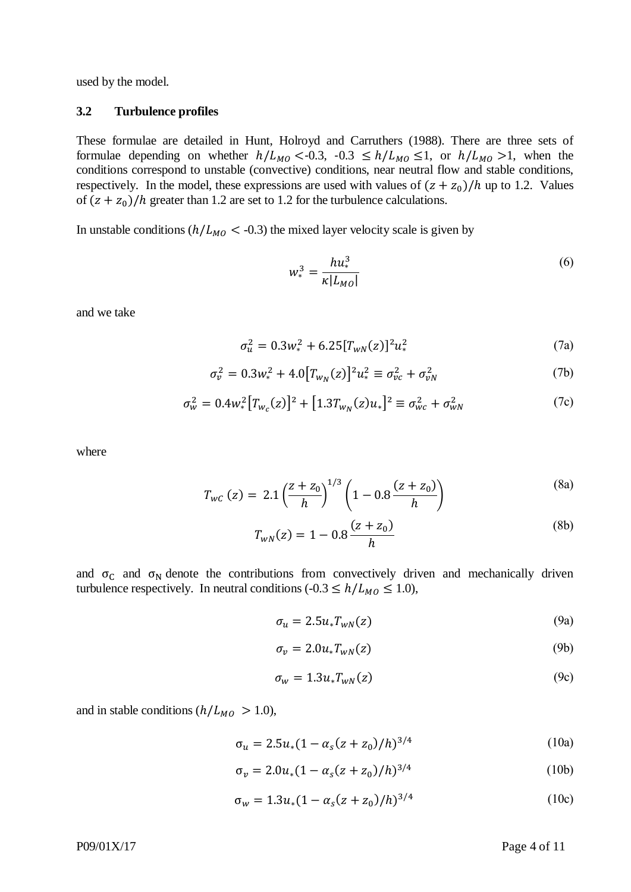used by the model.

### 3.2 Turbulence profiles

These formulae are detailed in Hunt, Holroyd and Carruthers (1988). There are three sets of formulae depending on whether $h/L_{MO}$ <-0.3, -0.3 $\leq h/L_{MO} \leq$1, or $h/L_{MO}$ >1, when the conditions correspond to unstable (convective) conditions, near neutral flow and stable conditions, respectively. In the model, these expressions are used with values of $(z + z_0)/h$ up to 1.2. Values of $(z + z_0)/h$ greater than 1.2 are set to 1.2 for the turbulence calculations.

In unstable conditions ($h/L_{MO} <$ -0.3) the mixed layer velocity scale is given by

$$w_*^3 = \frac{hu_*^3}{\kappa |L_{MO}|} \tag{6}$$

and we take

$$\sigma_u^2 = 0.3w_*^2 + 6.25[T_{wN}(z)]^2 u_*^2 \tag{7a}$$

$$\sigma_v^2 = 0.3w_*^2 + 4.0\left[T_{w_N}(z)\right]^2 u_*^2 \equiv \sigma_{vc}^2 + \sigma_{vN}^2 \tag{7b}$$

$$\sigma_w^2 = 0.4w_*^2\left[T_{w_c}(z)\right]^2 + \left[1.3T_{w_N}(z)u_*\right]^2 \equiv \sigma_{wc}^2 + \sigma_{wN}^2 \tag{7c}$$

where

$$T_{wC}\,(z) = 2.1\left(\frac{z + z_0}{h}\right)^{1/3}\left(1 - 0.8\frac{(z + z_0)}{h}\right) \tag{8a}$$

$$T_{wN}(z) = 1 - 0.8\frac{(z + z_0)}{h} \tag{8b}$$

and $\sigma_C$ and $\sigma_N$ denote the contributions from convectively driven and mechanically driven turbulence respectively. In neutral conditions (-0.3 $\leq h/L_{MO} \leq$ 1.0),

$$\sigma_u = 2.5u_*T_{wN}(z) \tag{9a}$$

$$\sigma_v = 2.0u_*T_{wN}(z) \tag{9b}$$

$$\sigma_w = 1.3u_*T_{wN}(z) \tag{9c}$$

and in stable conditions ($h/L_{MO}$ > 1.0),

$$\sigma_u = 2.5u_*(1 - \alpha_s(z + z_0)/h)^{3/4} \tag{10a}$$

$$\sigma_v = 2.0u_*(1 - \alpha_s(z + z_0)/h)^{3/4} \tag{10b}$$

$$\sigma_w = 1.3u_*(1 - \alpha_s(z + z_0)/h)^{3/4} \tag{10c}$$

P09/01X/17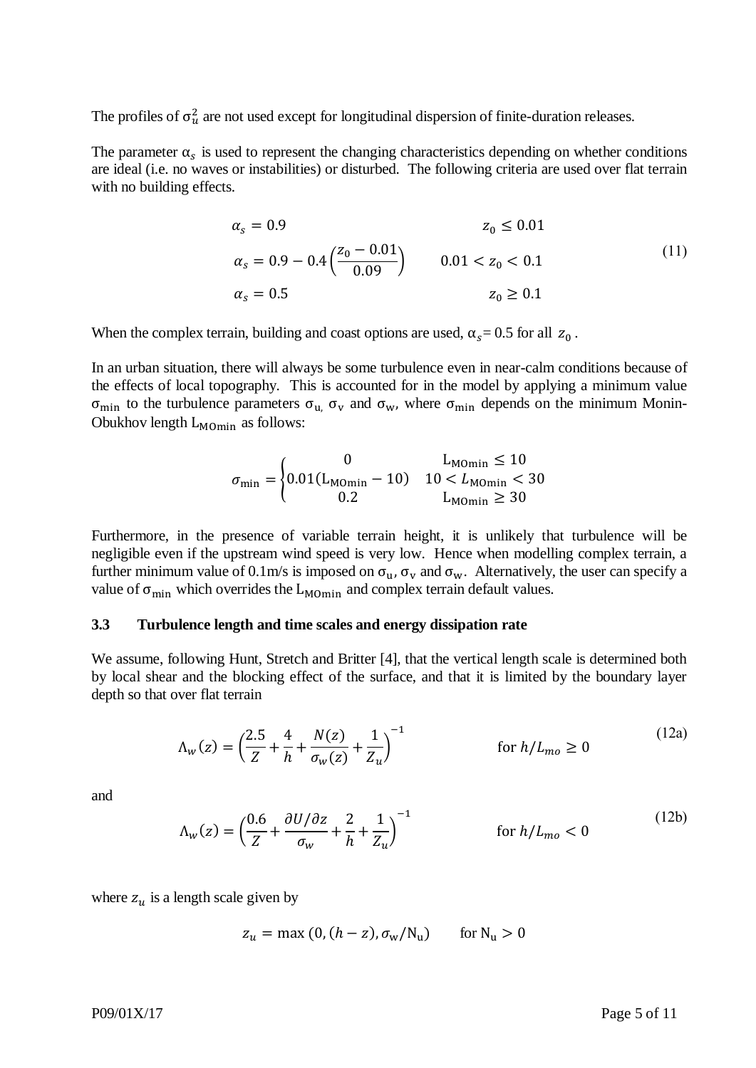The profiles of $\sigma_u^2$ are not used except for longitudinal dispersion of finite-duration releases.

The parameter $\alpha_s$ is used to represent the changing characteristics depending on whether conditions are ideal (i.e. no waves or instabilities) or disturbed. The following criteria are used over flat terrain with no building effects.

$$
\begin{aligned}
\alpha_s &= 0.9 && z_0 \leq 0.01 \\
\alpha_s &= 0.9 - 0.4\left(\frac{z_0 - 0.01}{0.09}\right) && 0.01 < z_0 < 0.1 \\
\alpha_s &= 0.5 && z_0 \geq 0.1
\end{aligned}
\tag{11}
$$

When the complex terrain, building and coast options are used, $\alpha_s = 0.5$ for all $z_0$.

In an urban situation, there will always be some turbulence even in near-calm conditions because of the effects of local topography. This is accounted for in the model by applying a minimum value $\sigma_{\mathrm{min}}$ to the turbulence parameters $\sigma_{\mathrm{u}}$, $\sigma_{\mathrm{v}}$ and $\sigma_{\mathrm{w}}$, where $\sigma_{\mathrm{min}}$ depends on the minimum Monin-Obukhov length $\mathrm{L}_{\mathrm{MOmin}}$ as follows:

$$
\sigma_{\mathrm{min}} = \begin{cases} 0 & \mathrm{L}_{\mathrm{MOmin}} \leq 10 \\ 0.01(\mathrm{L}_{\mathrm{MOmin}} - 10) & 10 < L_{\mathrm{MOmin}} < 30 \\ 0.2 & \mathrm{L}_{\mathrm{MOmin}} \geq 30 \end{cases}
$$

Furthermore, in the presence of variable terrain height, it is unlikely that turbulence will be negligible even if the upstream wind speed is very low. Hence when modelling complex terrain, a further minimum value of 0.1m/s is imposed on $\sigma_{\mathrm{u}}$, $\sigma_{\mathrm{v}}$ and $\sigma_{\mathrm{w}}$. Alternatively, the user can specify a value of $\sigma_{\mathrm{min}}$ which overrides the $\mathrm{L}_{\mathrm{MOmin}}$ and complex terrain default values.

### 3.3 Turbulence length and time scales and energy dissipation rate

We assume, following Hunt, Stretch and Britter [4], that the vertical length scale is determined both by local shear and the blocking effect of the surface, and that it is limited by the boundary layer depth so that over flat terrain

$$
\Lambda_w(z) = \left(\frac{2.5}{Z} + \frac{4}{h} + \frac{N(z)}{\sigma_w(z)} + \frac{1}{Z_u}\right)^{-1} \qquad \text{for } h/L_{mo} \geq 0 \tag{12a}
$$

and

$$
\Lambda_w(z) = \left(\frac{0.6}{Z} + \frac{\partial U/\partial z}{\sigma_w} + \frac{2}{h} + \frac{1}{Z_u}\right)^{-1} \qquad \text{for } h/L_{mo} < 0 \tag{12b}
$$

where $z_u$ is a length scale given by

$$
z_u = \max\left(0, (h - z), \sigma_{\mathrm{w}}/\mathrm{N}_{\mathrm{u}}\right) \qquad \text{for } \mathrm{N}_{\mathrm{u}} > 0
$$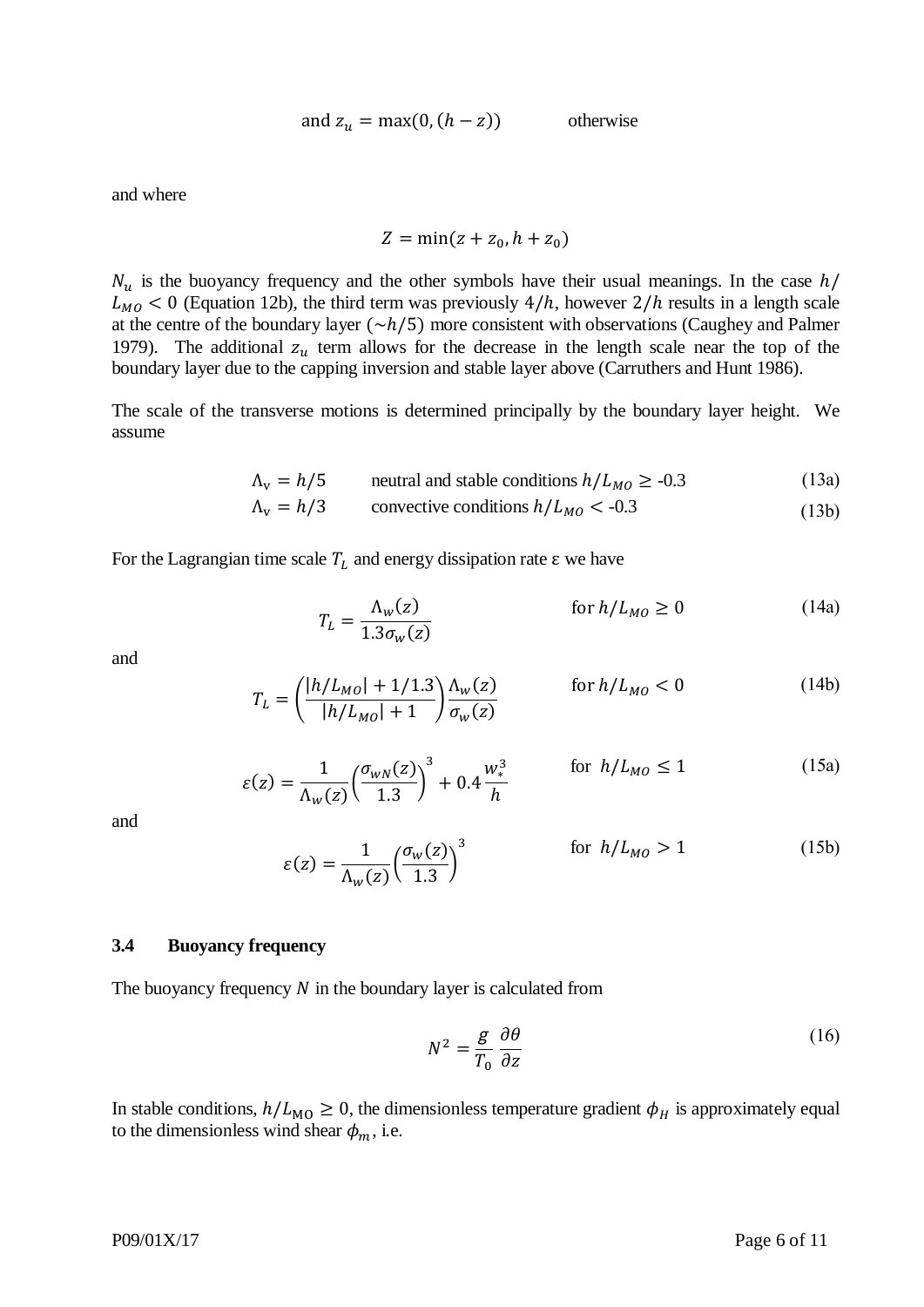$$\text{and } z_u = \max(0, (h - z)) \qquad \text{otherwise}$$

and where

$$Z = \min(z + z_0, h + z_0)$$

$N_u$ is the buoyancy frequency and the other symbols have their usual meanings. In the case $h/L_{MO} < 0$ (Equation 12b), the third term was previously $4/h$, however $2/h$ results in a length scale at the centre of the boundary layer ($\sim h/5$) more consistent with observations (Caughey and Palmer 1979). The additional $z_u$ term allows for the decrease in the length scale near the top of the boundary layer due to the capping inversion and stable layer above (Carruthers and Hunt 1986).

The scale of the transverse motions is determined principally by the boundary layer height. We assume

$$\Lambda_v = h/5 \qquad \text{neutral and stable conditions } h/L_{MO} \geq \text{-0.3} \tag{13a}$$

$$\Lambda_v = h/3 \qquad \text{convective conditions } h/L_{MO} < \text{-0.3} \tag{13b}$$

For the Lagrangian time scale $T_L$ and energy dissipation rate ε we have

$$T_L = \frac{\Lambda_w(z)}{1.3\sigma_w(z)} \qquad \text{for } h/L_{MO} \geq 0 \tag{14a}$$

and

$$T_L = \left(\frac{|h/L_{MO}| + 1/1.3}{|h/L_{MO}| + 1}\right)\frac{\Lambda_w(z)}{\sigma_w(z)} \qquad \text{for } h/L_{MO} < 0 \tag{14b}$$

$$\varepsilon(z) = \frac{1}{\Lambda_w(z)}\left(\frac{\sigma_{wN}(z)}{1.3}\right)^3 + 0.4\frac{w_*^3}{h} \qquad \text{for } h/L_{MO} \leq 1 \tag{15a}$$

and

$$\varepsilon(z) = \frac{1}{\Lambda_w(z)}\left(\frac{\sigma_w(z)}{1.3}\right)^3 \qquad \text{for } h/L_{MO} > 1 \tag{15b}$$

### 3.4 Buoyancy frequency

The buoyancy frequency $N$ in the boundary layer is calculated from

$$N^2 = \frac{g}{T_0}\frac{\partial \theta}{\partial z} \tag{16}$$

In stable conditions, $h/L_{\text{MO}} \geq 0$, the dimensionless temperature gradient $\phi_H$ is approximately equal to the dimensionless wind shear $\phi_m$, i.e.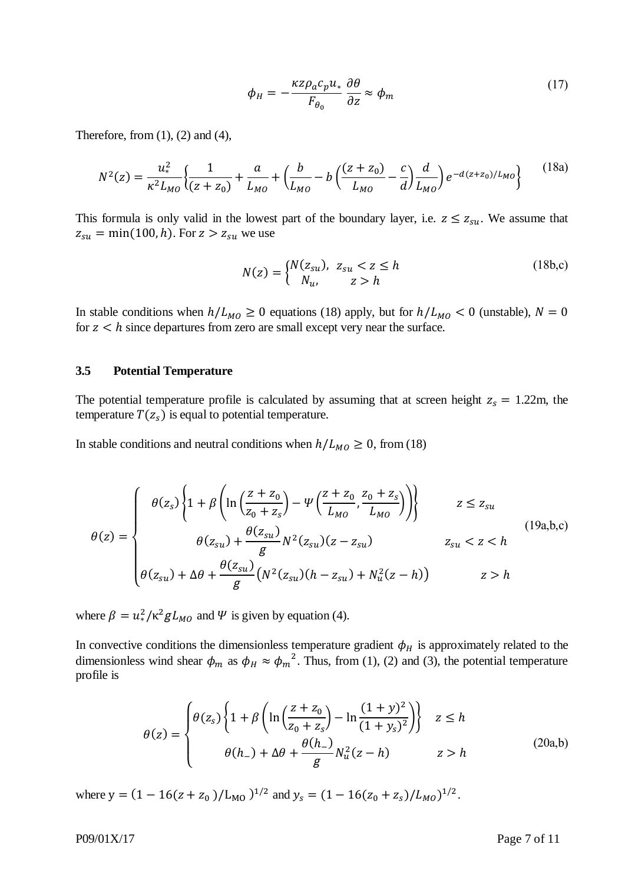$$\phi_H = -\frac{\kappa z \rho_a c_p u_*}{F_{\theta_0}} \frac{\partial \theta}{\partial z} \approx \phi_m \tag{17}$$

Therefore, from (1), (2) and (4),

$$N^2(z) = \frac{u_*^2}{\kappa^2 L_{MO}} \left\{ \frac{1}{(z+z_0)} + \frac{a}{L_{MO}} + \left( \frac{b}{L_{MO}} - b\left( \frac{(z+z_0)}{L_{MO}} - \frac{c}{d} \right) \frac{d}{L_{MO}} \right) e^{-d(z+z_0)/L_{MO}} \right\} \tag{18a}$$

This formula is only valid in the lowest part of the boundary layer, i.e. $z \le z_{su}$. We assume that $z_{su} = \min(100, h)$. For $z > z_{su}$ we use

$$N(z) = \begin{cases} N(z_{su}), & z_{su} < z \le h \\ N_u, & z > h \end{cases} \tag{18b,c}$$

In stable conditions when $h/L_{MO} \ge 0$ equations (18) apply, but for $h/L_{MO} < 0$ (unstable), $N = 0$ for $z < h$ since departures from zero are small except very near the surface.

### 3.5 Potential Temperature

The potential temperature profile is calculated by assuming that at screen height $z_s = 1.22$m, the temperature $T(z_s)$ is equal to potential temperature.

In stable conditions and neutral conditions when $h/L_{MO} \ge 0$, from (18)

$$\theta(z) = \begin{cases} \theta(z_s)\left\{1 + \beta\left( \ln\left( \frac{z+z_0}{z_0+z_s} \right) - \Psi\left( \frac{z+z_0}{L_{MO}}, \frac{z_0+z_s}{L_{MO}} \right) \right) \right\} & z \le z_{su} \\ \theta(z_{su}) + \frac{\theta(z_{su})}{g} N^2(z_{su})(z - z_{su}) & z_{su} < z < h \\ \theta(z_{su}) + \Delta\theta + \frac{\theta(z_{su})}{g}\left( N^2(z_{su})(h - z_{su}) + N_u^2(z-h) \right) & z > h \end{cases} \tag{19a,b,c}$$

where $\beta = u_*^2/\kappa^2 g L_{MO}$ and $\Psi$ is given by equation (4).

In convective conditions the dimensionless temperature gradient $\phi_H$ is approximately related to the dimensionless wind shear $\phi_m$ as $\phi_H \approx {\phi_m}^2$. Thus, from (1), (2) and (3), the potential temperature profile is

$$\theta(z) = \begin{cases} \theta(z_s)\left\{1 + \beta\left( \ln\left( \frac{z+z_0}{z_0+z_s} \right) - \ln\frac{(1+y)^2}{(1+y_s)^2} \right) \right\} & z \le h \\ \theta(h_-) + \Delta\theta + \frac{\theta(h_-)}{g} N_u^2(z-h) & z > h \end{cases} \tag{20a,b}$$

where $y = (1 - 16(z + z_0)/L_{MO})^{1/2}$ and $y_s = (1 - 16(z_0 + z_s)/L_{MO})^{1/2}$.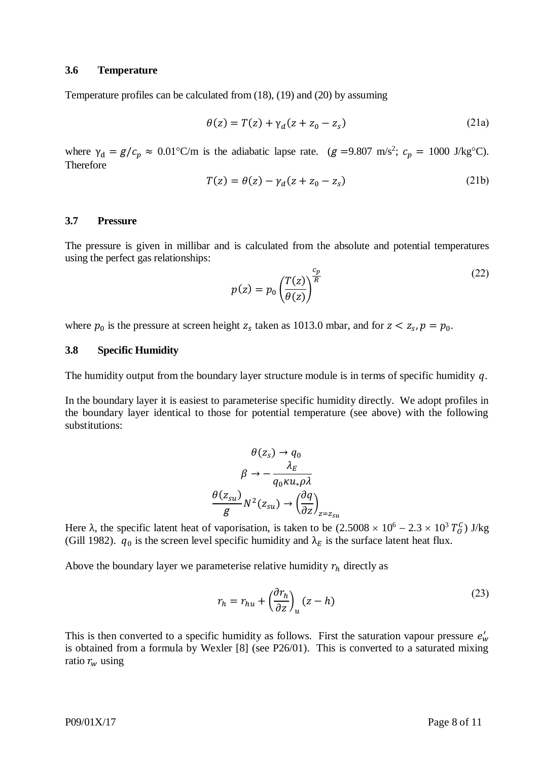### 3.6 Temperature

Temperature profiles can be calculated from (18), (19) and (20) by assuming

$$\theta(z) = T(z) + \gamma_d(z + z_0 - z_s) \tag{21a}$$

where $\gamma_d = g/c_p \approx 0.01$°C/m is the adiabatic lapse rate. ($g$ =9.807 m/s$^2$; $c_p$ = 1000 J/kg°C). Therefore

$$T(z) = \theta(z) - \gamma_d(z + z_0 - z_s) \tag{21b}$$

### 3.7 Pressure

The pressure is given in millibar and is calculated from the absolute and potential temperatures using the perfect gas relationships:

$$p(z) = p_0 \left(\frac{T(z)}{\theta(z)}\right)^{\frac{c_p}{R}} \tag{22}$$

where $p_0$ is the pressure at screen height $z_s$ taken as 1013.0 mbar, and for $z < z_s, p = p_0$.

### 3.8 Specific Humidity

The humidity output from the boundary layer structure module is in terms of specific humidity $q$.

In the boundary layer it is easiest to parameterise specific humidity directly. We adopt profiles in the boundary layer identical to those for potential temperature (see above) with the following substitutions:

$$\theta(z_s) \to q_0$$

$$\beta \to -\frac{\lambda_E}{q_0 \kappa u_* \rho \lambda}$$

$$\frac{\theta(z_{su})}{g} N^2(z_{su}) \to \left(\frac{\partial q}{\partial z}\right)_{z=z_{su}}$$

Here λ, the specific latent heat of vaporisation, is taken to be ($2.5008 \times 10^6 - 2.3 \times 10^3\, T_0^C$) J/kg (Gill 1982). $q_0$ is the screen level specific humidity and $\lambda_E$ is the surface latent heat flux.

Above the boundary layer we parameterise relative humidity $r_h$ directly as

$$r_h = r_{hu} + \left(\frac{\partial r_h}{\partial z}\right)_u (z - h) \tag{23}$$

This is then converted to a specific humidity as follows. First the saturation vapour pressure $e'_w$ is obtained from a formula by Wexler [8] (see P26/01). This is converted to a saturated mixing ratio $r_w$ using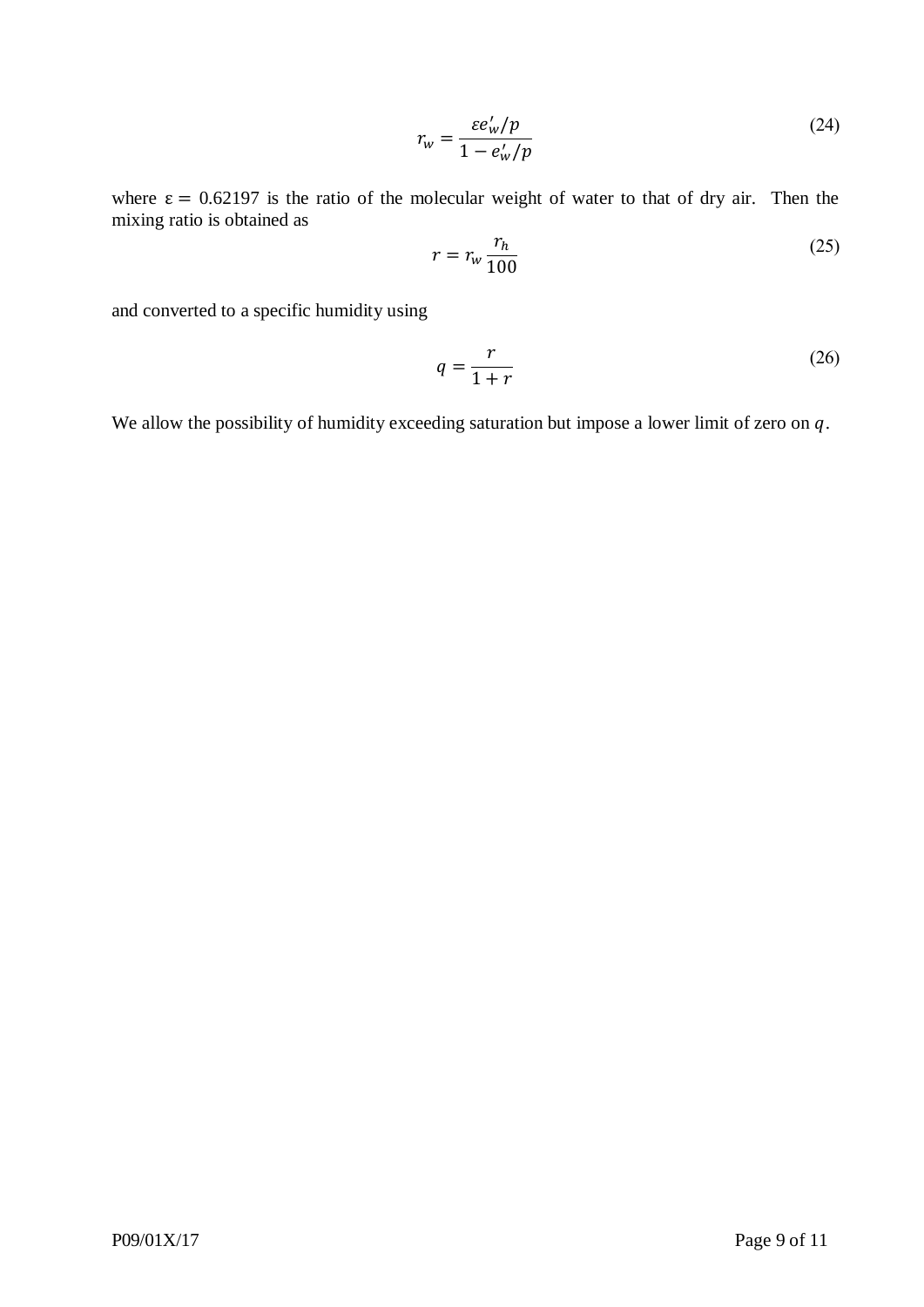$$r_w = \frac{\varepsilon e'_w/p}{1 - e'_w/p} \tag{24}$$

where $\varepsilon = 0.62197$ is the ratio of the molecular weight of water to that of dry air. Then the mixing ratio is obtained as

$$r = r_w \frac{r_h}{100} \tag{25}$$

and converted to a specific humidity using

$$q = \frac{r}{1 + r} \tag{26}$$

We allow the possibility of humidity exceeding saturation but impose a lower limit of zero on $q$.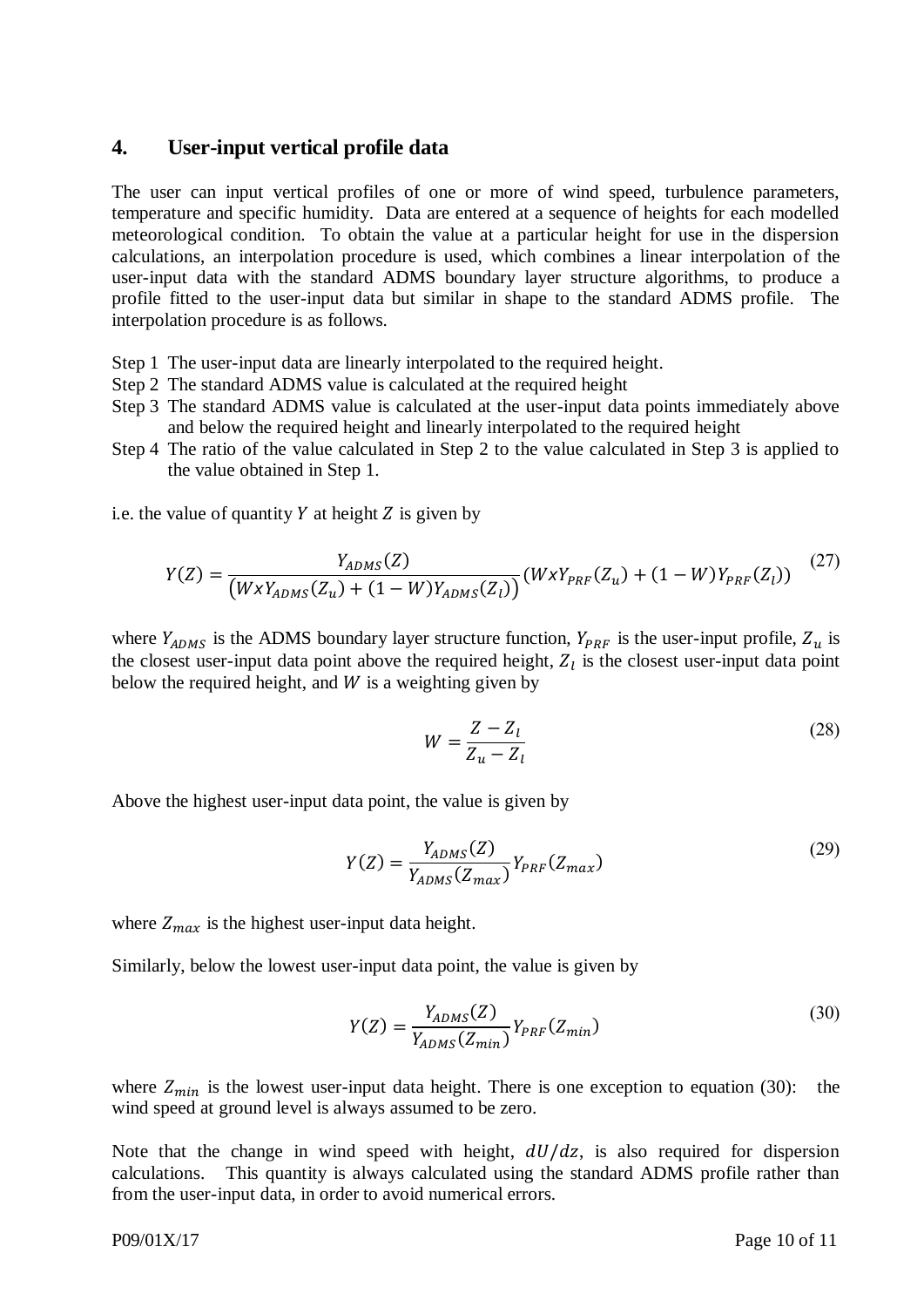## 4. User-input vertical profile data

The user can input vertical profiles of one or more of wind speed, turbulence parameters, temperature and specific humidity. Data are entered at a sequence of heights for each modelled meteorological condition. To obtain the value at a particular height for use in the dispersion calculations, an interpolation procedure is used, which combines a linear interpolation of the user-input data with the standard ADMS boundary layer structure algorithms, to produce a profile fitted to the user-input data but similar in shape to the standard ADMS profile. The interpolation procedure is as follows.

Step 1 The user-input data are linearly interpolated to the required height.
Step 2 The standard ADMS value is calculated at the required height
Step 3 The standard ADMS value is calculated at the user-input data points immediately above and below the required height and linearly interpolated to the required height
Step 4 The ratio of the value calculated in Step 2 to the value calculated in Step 3 is applied to the value obtained in Step 1.

i.e. the value of quantity $Y$ at height $Z$ is given by

$$Y(Z) = \frac{Y_{ADMS}(Z)}{\left(W x Y_{ADMS}(Z_u) + (1-W) Y_{ADMS}(Z_l)\right)} \left(W x Y_{PRF}(Z_u) + (1-W) Y_{PRF}(Z_l)\right) \tag{27}$$

where $Y_{ADMS}$ is the ADMS boundary layer structure function, $Y_{PRF}$ is the user-input profile, $Z_u$ is the closest user-input data point above the required height, $Z_l$ is the closest user-input data point below the required height, and $W$ is a weighting given by

$$W = \frac{Z - Z_l}{Z_u - Z_l} \tag{28}$$

Above the highest user-input data point, the value is given by

$$Y(Z) = \frac{Y_{ADMS}(Z)}{Y_{ADMS}(Z_{max})} Y_{PRF}(Z_{max}) \tag{29}$$

where $Z_{max}$ is the highest user-input data height.

Similarly, below the lowest user-input data point, the value is given by

$$Y(Z) = \frac{Y_{ADMS}(Z)}{Y_{ADMS}(Z_{min})} Y_{PRF}(Z_{min}) \tag{30}$$

where $Z_{min}$ is the lowest user-input data height. There is one exception to equation (30): the wind speed at ground level is always assumed to be zero.

Note that the change in wind speed with height, $dU/dz$, is also required for dispersion calculations. This quantity is always calculated using the standard ADMS profile rather than from the user-input data, in order to avoid numerical errors.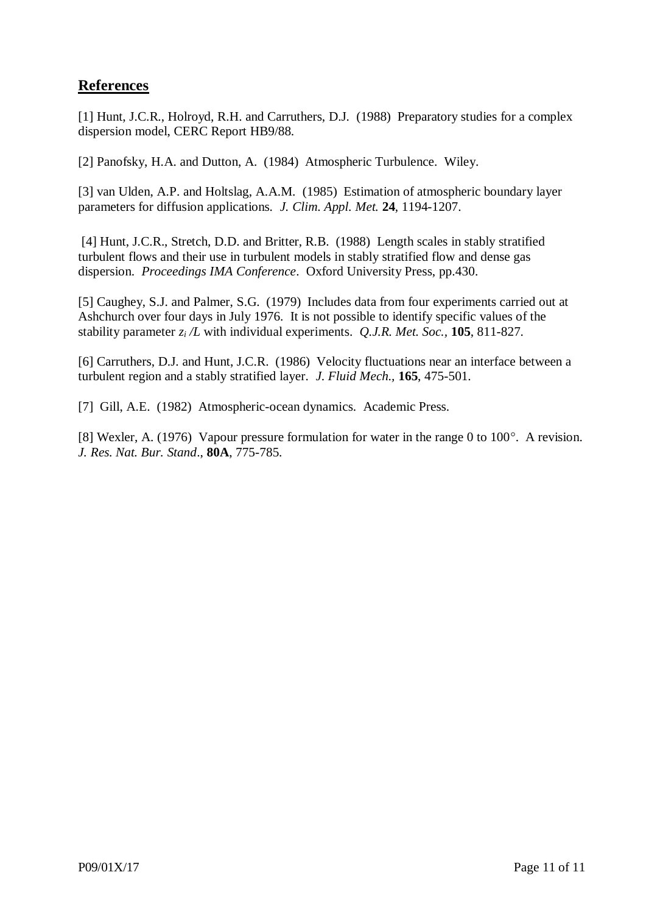## References

[1] Hunt, J.C.R., Holroyd, R.H. and Carruthers, D.J. (1988) Preparatory studies for a complex dispersion model, CERC Report HB9/88.

[2] Panofsky, H.A. and Dutton, A. (1984) Atmospheric Turbulence. Wiley.

[3] van Ulden, A.P. and Holtslag, A.A.M. (1985) Estimation of atmospheric boundary layer parameters for diffusion applications. *J. Clim. Appl. Met.* **24**, 1194-1207.

[4] Hunt, J.C.R., Stretch, D.D. and Britter, R.B. (1988) Length scales in stably stratified turbulent flows and their use in turbulent models in stably stratified flow and dense gas dispersion. *Proceedings IMA Conference*. Oxford University Press, pp.430.

[5] Caughey, S.J. and Palmer, S.G. (1979) Includes data from four experiments carried out at Ashchurch over four days in July 1976. It is not possible to identify specific values of the stability parameter $z_i / L$ with individual experiments. *Q.J.R. Met. Soc.*, **105**, 811-827.

[6] Carruthers, D.J. and Hunt, J.C.R. (1986) Velocity fluctuations near an interface between a turbulent region and a stably stratified layer. *J. Fluid Mech.*, **165**, 475-501.

[7] Gill, A.E. (1982) Atmospheric-ocean dynamics. Academic Press.

[8] Wexler, A. (1976) Vapour pressure formulation for water in the range 0 to 100°. A revision. *J. Res. Nat. Bur. Stand*., **80A**, 775-785.